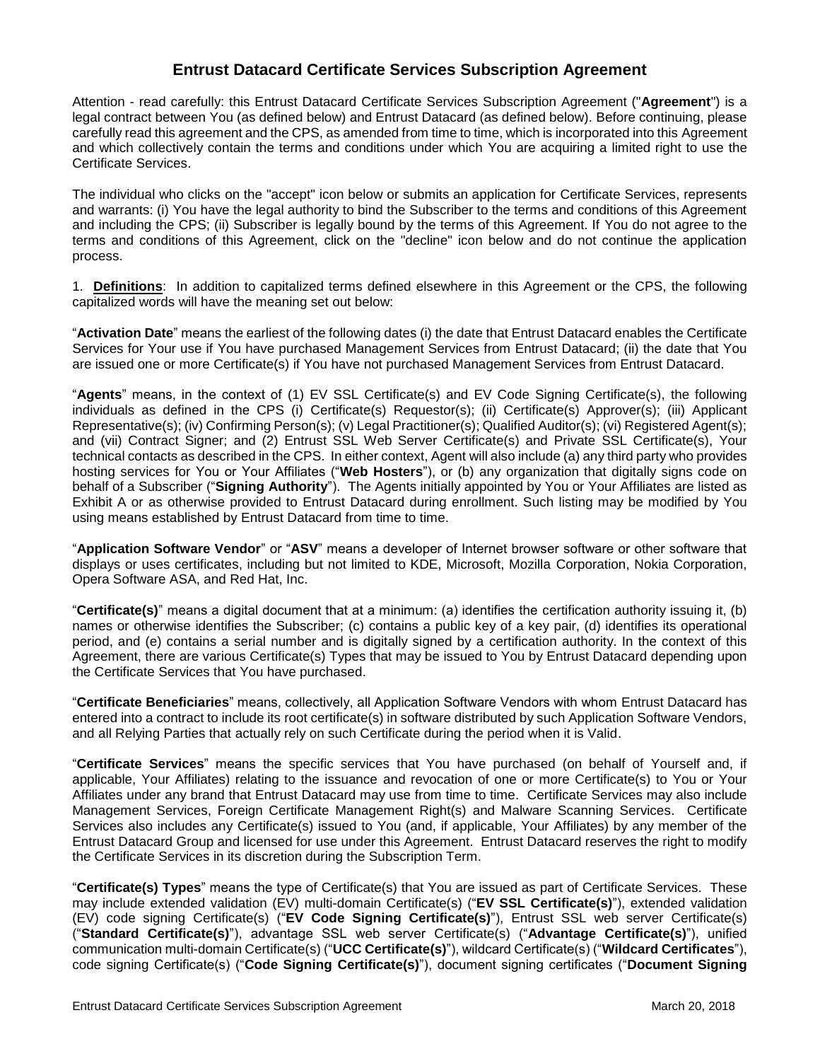# Entrust Datacard Certificate Services Subscription Agreement

Attention - read carefully: this Entrust Datacard Certificate Services Subscription Agreement ("**Agreement**") is a legal contract between You (as defined below) and Entrust Datacard (as defined below). Before continuing, please carefully read this agreement and the CPS, as amended from time to time, which is incorporated into this Agreement and which collectively contain the terms and conditions under which You are acquiring a limited right to use the Certificate Services.

The individual who clicks on the "accept" icon below or submits an application for Certificate Services, represents and warrants: (i) You have the legal authority to bind the Subscriber to the terms and conditions of this Agreement and including the CPS; (ii) Subscriber is legally bound by the terms of this Agreement. If You do not agree to the terms and conditions of this Agreement, click on the "decline" icon below and do not continue the application process.

1. **Definitions**: In addition to capitalized terms defined elsewhere in this Agreement or the CPS, the following capitalized words will have the meaning set out below:

"**Activation Date**" means the earliest of the following dates (i) the date that Entrust Datacard enables the Certificate Services for Your use if You have purchased Management Services from Entrust Datacard; (ii) the date that You are issued one or more Certificate(s) if You have not purchased Management Services from Entrust Datacard.

"**Agents**" means, in the context of (1) EV SSL Certificate(s) and EV Code Signing Certificate(s), the following individuals as defined in the CPS (i) Certificate(s) Requestor(s); (ii) Certificate(s) Approver(s); (iii) Applicant Representative(s); (iv) Confirming Person(s); (v) Legal Practitioner(s); Qualified Auditor(s); (vi) Registered Agent(s); and (vii) Contract Signer; and (2) Entrust SSL Web Server Certificate(s) and Private SSL Certificate(s), Your technical contacts as described in the CPS. In either context, Agent will also include (a) any third party who provides hosting services for You or Your Affiliates ("**Web Hosters**"), or (b) any organization that digitally signs code on behalf of a Subscriber ("**Signing Authority**"). The Agents initially appointed by You or Your Affiliates are listed as Exhibit A or as otherwise provided to Entrust Datacard during enrollment. Such listing may be modified by You using means established by Entrust Datacard from time to time.

"**Application Software Vendor**" or "**ASV**" means a developer of Internet browser software or other software that displays or uses certificates, including but not limited to KDE, Microsoft, Mozilla Corporation, Nokia Corporation, Opera Software ASA, and Red Hat, Inc.

"**Certificate(s)**" means a digital document that at a minimum: (a) identifies the certification authority issuing it, (b) names or otherwise identifies the Subscriber; (c) contains a public key of a key pair, (d) identifies its operational period, and (e) contains a serial number and is digitally signed by a certification authority. In the context of this Agreement, there are various Certificate(s) Types that may be issued to You by Entrust Datacard depending upon the Certificate Services that You have purchased.

"**Certificate Beneficiaries**" means, collectively, all Application Software Vendors with whom Entrust Datacard has entered into a contract to include its root certificate(s) in software distributed by such Application Software Vendors, and all Relying Parties that actually rely on such Certificate during the period when it is Valid.

"**Certificate Services**" means the specific services that You have purchased (on behalf of Yourself and, if applicable, Your Affiliates) relating to the issuance and revocation of one or more Certificate(s) to You or Your Affiliates under any brand that Entrust Datacard may use from time to time. Certificate Services may also include Management Services, Foreign Certificate Management Right(s) and Malware Scanning Services. Certificate Services also includes any Certificate(s) issued to You (and, if applicable, Your Affiliates) by any member of the Entrust Datacard Group and licensed for use under this Agreement. Entrust Datacard reserves the right to modify the Certificate Services in its discretion during the Subscription Term.

"**Certificate(s) Types**" means the type of Certificate(s) that You are issued as part of Certificate Services. These may include extended validation (EV) multi-domain Certificate(s) ("**EV SSL Certificate(s)**"), extended validation (EV) code signing Certificate(s) ("**EV Code Signing Certificate(s)**"), Entrust SSL web server Certificate(s) ("**Standard Certificate(s)**"), advantage SSL web server Certificate(s) ("**Advantage Certificate(s)**"), unified communication multi-domain Certificate(s) ("**UCC Certificate(s)**"), wildcard Certificate(s) ("**Wildcard Certificates**"), code signing Certificate(s) ("**Code Signing Certificate(s)**"), document signing certificates ("**Document Signing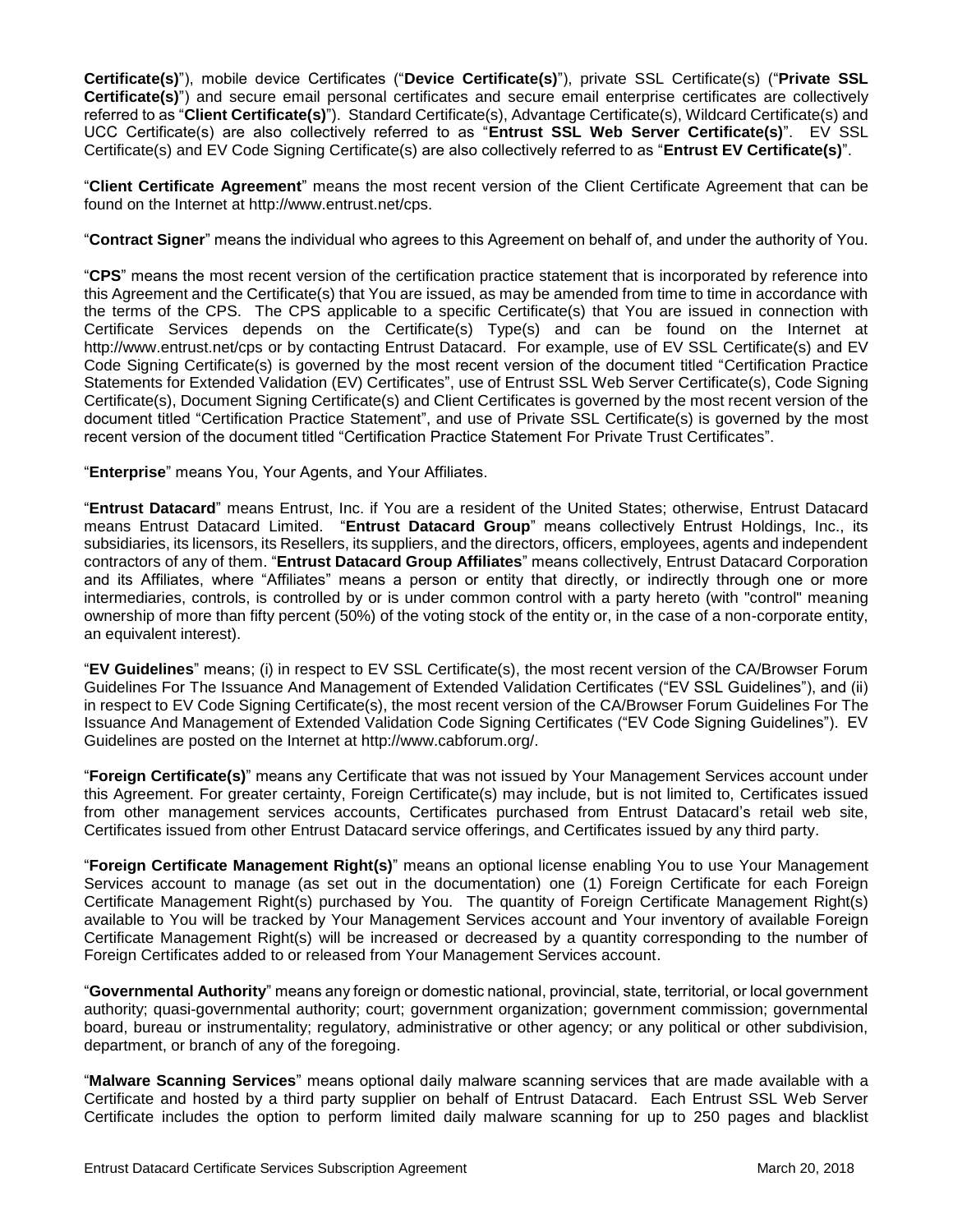**Certificate(s)**"), mobile device Certificates ("**Device Certificate(s)**"), private SSL Certificate(s) ("**Private SSL Certificate(s)**") and secure email personal certificates and secure email enterprise certificates are collectively referred to as "**Client Certificate(s)**"). Standard Certificate(s), Advantage Certificate(s), Wildcard Certificate(s) and UCC Certificate(s) are also collectively referred to as "**Entrust SSL Web Server Certificate(s)**". EV SSL Certificate(s) and EV Code Signing Certificate(s) are also collectively referred to as "**Entrust EV Certificate(s)**".

"**Client Certificate Agreement**" means the most recent version of the Client Certificate Agreement that can be found on the Internet at http://www.entrust.net/cps.

"**Contract Signer**" means the individual who agrees to this Agreement on behalf of, and under the authority of You.

"**CPS**" means the most recent version of the certification practice statement that is incorporated by reference into this Agreement and the Certificate(s) that You are issued, as may be amended from time to time in accordance with the terms of the CPS. The CPS applicable to a specific Certificate(s) that You are issued in connection with Certificate Services depends on the Certificate(s) Type(s) and can be found on the Internet at http://www.entrust.net/cps or by contacting Entrust Datacard. For example, use of EV SSL Certificate(s) and EV Code Signing Certificate(s) is governed by the most recent version of the document titled "Certification Practice Statements for Extended Validation (EV) Certificates", use of Entrust SSL Web Server Certificate(s), Code Signing Certificate(s), Document Signing Certificate(s) and Client Certificates is governed by the most recent version of the document titled "Certification Practice Statement", and use of Private SSL Certificate(s) is governed by the most recent version of the document titled "Certification Practice Statement For Private Trust Certificates".

"**Enterprise**" means You, Your Agents, and Your Affiliates.

"**Entrust Datacard**" means Entrust, Inc. if You are a resident of the United States; otherwise, Entrust Datacard means Entrust Datacard Limited. "**Entrust Datacard Group**" means collectively Entrust Holdings, Inc., its subsidiaries, its licensors, its Resellers, its suppliers, and the directors, officers, employees, agents and independent contractors of any of them. "**Entrust Datacard Group Affiliates**" means collectively, Entrust Datacard Corporation and its Affiliates, where "Affiliates" means a person or entity that directly, or indirectly through one or more intermediaries, controls, is controlled by or is under common control with a party hereto (with "control" meaning ownership of more than fifty percent (50%) of the voting stock of the entity or, in the case of a non-corporate entity, an equivalent interest).

"**EV Guidelines**" means; (i) in respect to EV SSL Certificate(s), the most recent version of the CA/Browser Forum Guidelines For The Issuance And Management of Extended Validation Certificates ("EV SSL Guidelines"), and (ii) in respect to EV Code Signing Certificate(s), the most recent version of the CA/Browser Forum Guidelines For The Issuance And Management of Extended Validation Code Signing Certificates ("EV Code Signing Guidelines"). EV Guidelines are posted on the Internet at http://www.cabforum.org/.

"**Foreign Certificate(s)**" means any Certificate that was not issued by Your Management Services account under this Agreement. For greater certainty, Foreign Certificate(s) may include, but is not limited to, Certificates issued from other management services accounts, Certificates purchased from Entrust Datacard's retail web site, Certificates issued from other Entrust Datacard service offerings, and Certificates issued by any third party.

"**Foreign Certificate Management Right(s)**" means an optional license enabling You to use Your Management Services account to manage (as set out in the documentation) one (1) Foreign Certificate for each Foreign Certificate Management Right(s) purchased by You. The quantity of Foreign Certificate Management Right(s) available to You will be tracked by Your Management Services account and Your inventory of available Foreign Certificate Management Right(s) will be increased or decreased by a quantity corresponding to the number of Foreign Certificates added to or released from Your Management Services account.

"**Governmental Authority**" means any foreign or domestic national, provincial, state, territorial, or local government authority; quasi-governmental authority; court; government organization; government commission; governmental board, bureau or instrumentality; regulatory, administrative or other agency; or any political or other subdivision, department, or branch of any of the foregoing.

"**Malware Scanning Services**" means optional daily malware scanning services that are made available with a Certificate and hosted by a third party supplier on behalf of Entrust Datacard. Each Entrust SSL Web Server Certificate includes the option to perform limited daily malware scanning for up to 250 pages and blacklist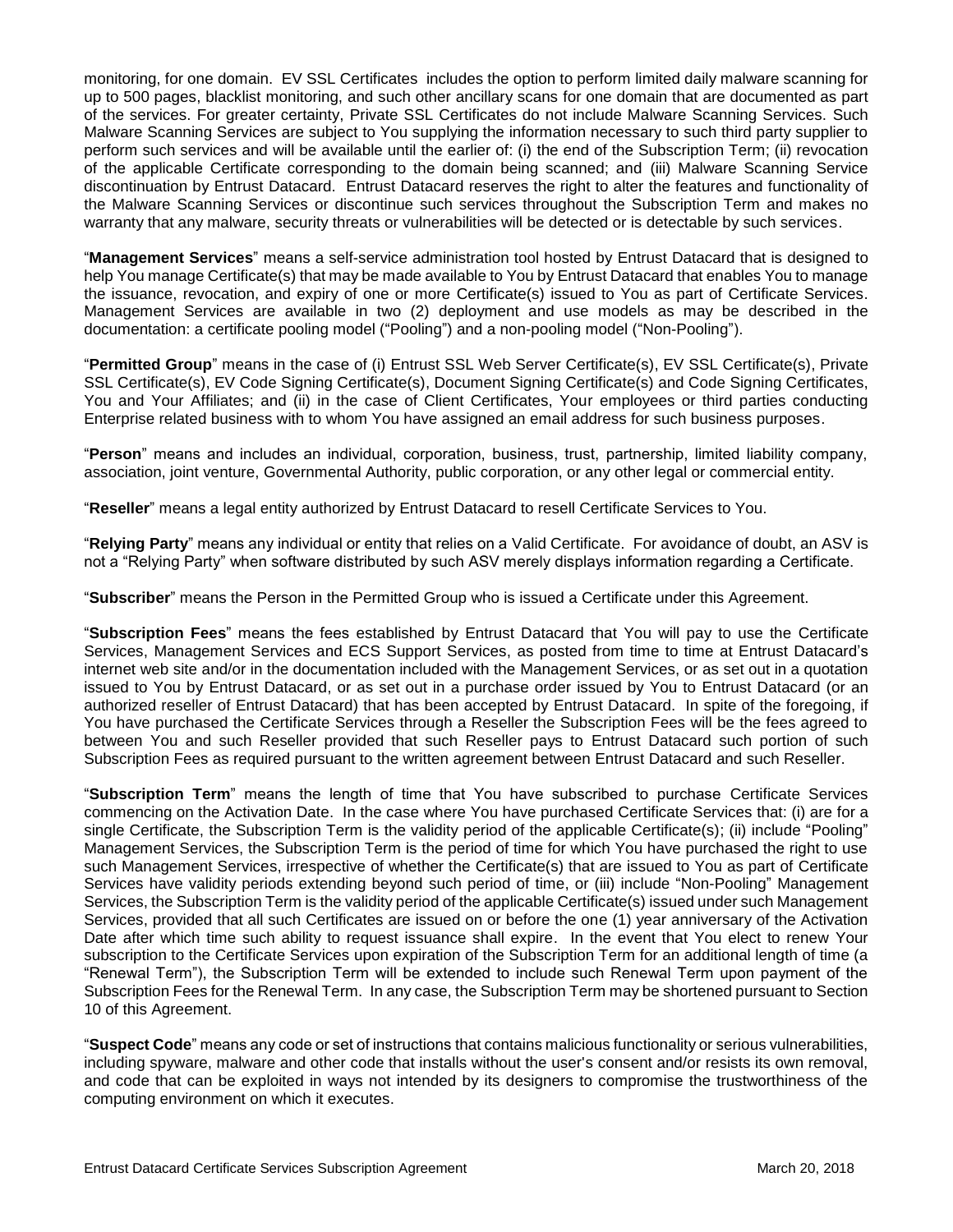monitoring, for one domain. EV SSL Certificates includes the option to perform limited daily malware scanning for up to 500 pages, blacklist monitoring, and such other ancillary scans for one domain that are documented as part of the services. For greater certainty, Private SSL Certificates do not include Malware Scanning Services. Such Malware Scanning Services are subject to You supplying the information necessary to such third party supplier to perform such services and will be available until the earlier of: (i) the end of the Subscription Term; (ii) revocation of the applicable Certificate corresponding to the domain being scanned; and (iii) Malware Scanning Service discontinuation by Entrust Datacard. Entrust Datacard reserves the right to alter the features and functionality of the Malware Scanning Services or discontinue such services throughout the Subscription Term and makes no warranty that any malware, security threats or vulnerabilities will be detected or is detectable by such services.

"**Management Services**" means a self-service administration tool hosted by Entrust Datacard that is designed to help You manage Certificate(s) that may be made available to You by Entrust Datacard that enables You to manage the issuance, revocation, and expiry of one or more Certificate(s) issued to You as part of Certificate Services. Management Services are available in two (2) deployment and use models as may be described in the documentation: a certificate pooling model ("Pooling") and a non-pooling model ("Non-Pooling").

"**Permitted Group**" means in the case of (i) Entrust SSL Web Server Certificate(s), EV SSL Certificate(s), Private SSL Certificate(s), EV Code Signing Certificate(s), Document Signing Certificate(s) and Code Signing Certificates, You and Your Affiliates; and (ii) in the case of Client Certificates, Your employees or third parties conducting Enterprise related business with to whom You have assigned an email address for such business purposes.

"**Person**" means and includes an individual, corporation, business, trust, partnership, limited liability company, association, joint venture, Governmental Authority, public corporation, or any other legal or commercial entity.

"**Reseller**" means a legal entity authorized by Entrust Datacard to resell Certificate Services to You.

"**Relying Party**" means any individual or entity that relies on a Valid Certificate. For avoidance of doubt, an ASV is not a "Relying Party" when software distributed by such ASV merely displays information regarding a Certificate.

"**Subscriber**" means the Person in the Permitted Group who is issued a Certificate under this Agreement.

"**Subscription Fees**" means the fees established by Entrust Datacard that You will pay to use the Certificate Services, Management Services and ECS Support Services, as posted from time to time at Entrust Datacard's internet web site and/or in the documentation included with the Management Services, or as set out in a quotation issued to You by Entrust Datacard, or as set out in a purchase order issued by You to Entrust Datacard (or an authorized reseller of Entrust Datacard) that has been accepted by Entrust Datacard. In spite of the foregoing, if You have purchased the Certificate Services through a Reseller the Subscription Fees will be the fees agreed to between You and such Reseller provided that such Reseller pays to Entrust Datacard such portion of such Subscription Fees as required pursuant to the written agreement between Entrust Datacard and such Reseller.

"**Subscription Term**" means the length of time that You have subscribed to purchase Certificate Services commencing on the Activation Date. In the case where You have purchased Certificate Services that: (i) are for a single Certificate, the Subscription Term is the validity period of the applicable Certificate(s); (ii) include "Pooling" Management Services, the Subscription Term is the period of time for which You have purchased the right to use such Management Services, irrespective of whether the Certificate(s) that are issued to You as part of Certificate Services have validity periods extending beyond such period of time, or (iii) include "Non-Pooling" Management Services, the Subscription Term is the validity period of the applicable Certificate(s) issued under such Management Services, provided that all such Certificates are issued on or before the one (1) year anniversary of the Activation Date after which time such ability to request issuance shall expire. In the event that You elect to renew Your subscription to the Certificate Services upon expiration of the Subscription Term for an additional length of time (a "Renewal Term"), the Subscription Term will be extended to include such Renewal Term upon payment of the Subscription Fees for the Renewal Term. In any case, the Subscription Term may be shortened pursuant to Section 10 of this Agreement.

"**Suspect Code**" means any code or set of instructions that contains malicious functionality or serious vulnerabilities, including spyware, malware and other code that installs without the user's consent and/or resists its own removal, and code that can be exploited in ways not intended by its designers to compromise the trustworthiness of the computing environment on which it executes.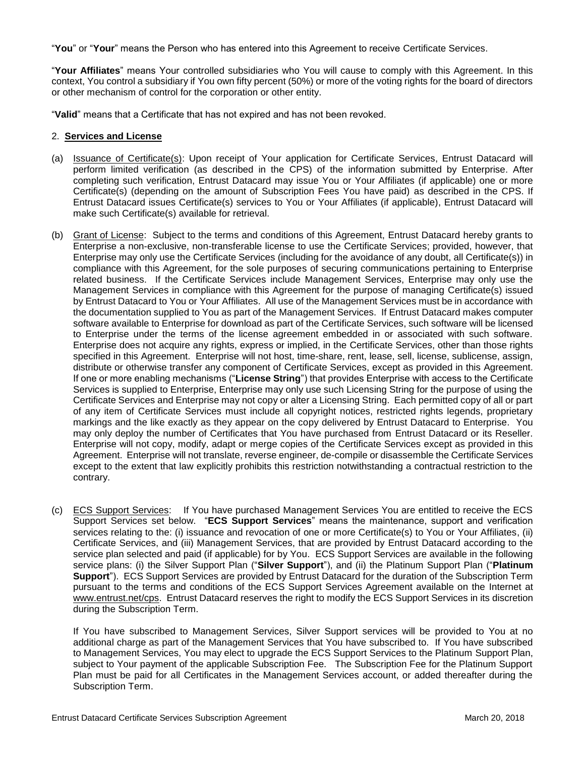"**You**" or "**Your**" means the Person who has entered into this Agreement to receive Certificate Services.

"**Your Affiliates**" means Your controlled subsidiaries who You will cause to comply with this Agreement. In this context, You control a subsidiary if You own fifty percent (50%) or more of the voting rights for the board of directors or other mechanism of control for the corporation or other entity.

"**Valid**" means that a Certificate that has not expired and has not been revoked.

## 2. Services and License

(a) Issuance of Certificate(s): Upon receipt of Your application for Certificate Services, Entrust Datacard will perform limited verification (as described in the CPS) of the information submitted by Enterprise. After completing such verification, Entrust Datacard may issue You or Your Affiliates (if applicable) one or more Certificate(s) (depending on the amount of Subscription Fees You have paid) as described in the CPS. If Entrust Datacard issues Certificate(s) services to You or Your Affiliates (if applicable), Entrust Datacard will make such Certificate(s) available for retrieval.

(b) Grant of License: Subject to the terms and conditions of this Agreement, Entrust Datacard hereby grants to Enterprise a non-exclusive, non-transferable license to use the Certificate Services; provided, however, that Enterprise may only use the Certificate Services (including for the avoidance of any doubt, all Certificate(s)) in compliance with this Agreement, for the sole purposes of securing communications pertaining to Enterprise related business. If the Certificate Services include Management Services, Enterprise may only use the Management Services in compliance with this Agreement for the purpose of managing Certificate(s) issued by Entrust Datacard to You or Your Affiliates. All use of the Management Services must be in accordance with the documentation supplied to You as part of the Management Services. If Entrust Datacard makes computer software available to Enterprise for download as part of the Certificate Services, such software will be licensed to Enterprise under the terms of the license agreement embedded in or associated with such software. Enterprise does not acquire any rights, express or implied, in the Certificate Services, other than those rights specified in this Agreement. Enterprise will not host, time-share, rent, lease, sell, license, sublicense, assign, distribute or otherwise transfer any component of Certificate Services, except as provided in this Agreement. If one or more enabling mechanisms ("**License String**") that provides Enterprise with access to the Certificate Services is supplied to Enterprise, Enterprise may only use such Licensing String for the purpose of using the Certificate Services and Enterprise may not copy or alter a Licensing String. Each permitted copy of all or part of any item of Certificate Services must include all copyright notices, restricted rights legends, proprietary markings and the like exactly as they appear on the copy delivered by Entrust Datacard to Enterprise. You may only deploy the number of Certificates that You have purchased from Entrust Datacard or its Reseller. Enterprise will not copy, modify, adapt or merge copies of the Certificate Services except as provided in this Agreement. Enterprise will not translate, reverse engineer, de-compile or disassemble the Certificate Services except to the extent that law explicitly prohibits this restriction notwithstanding a contractual restriction to the contrary.

(c) ECS Support Services: If You have purchased Management Services You are entitled to receive the ECS Support Services set below. "**ECS Support Services**" means the maintenance, support and verification services relating to the: (i) issuance and revocation of one or more Certificate(s) to You or Your Affiliates, (ii) Certificate Services, and (iii) Management Services, that are provided by Entrust Datacard according to the service plan selected and paid (if applicable) for by You. ECS Support Services are available in the following service plans: (i) the Silver Support Plan ("**Silver Support**"), and (ii) the Platinum Support Plan ("**Platinum Support**"). ECS Support Services are provided by Entrust Datacard for the duration of the Subscription Term pursuant to the terms and conditions of the ECS Support Services Agreement available on the Internet at www.entrust.net/cps. Entrust Datacard reserves the right to modify the ECS Support Services in its discretion during the Subscription Term.

If You have subscribed to Management Services, Silver Support services will be provided to You at no additional charge as part of the Management Services that You have subscribed to. If You have subscribed to Management Services, You may elect to upgrade the ECS Support Services to the Platinum Support Plan, subject to Your payment of the applicable Subscription Fee. The Subscription Fee for the Platinum Support Plan must be paid for all Certificates in the Management Services account, or added thereafter during the Subscription Term.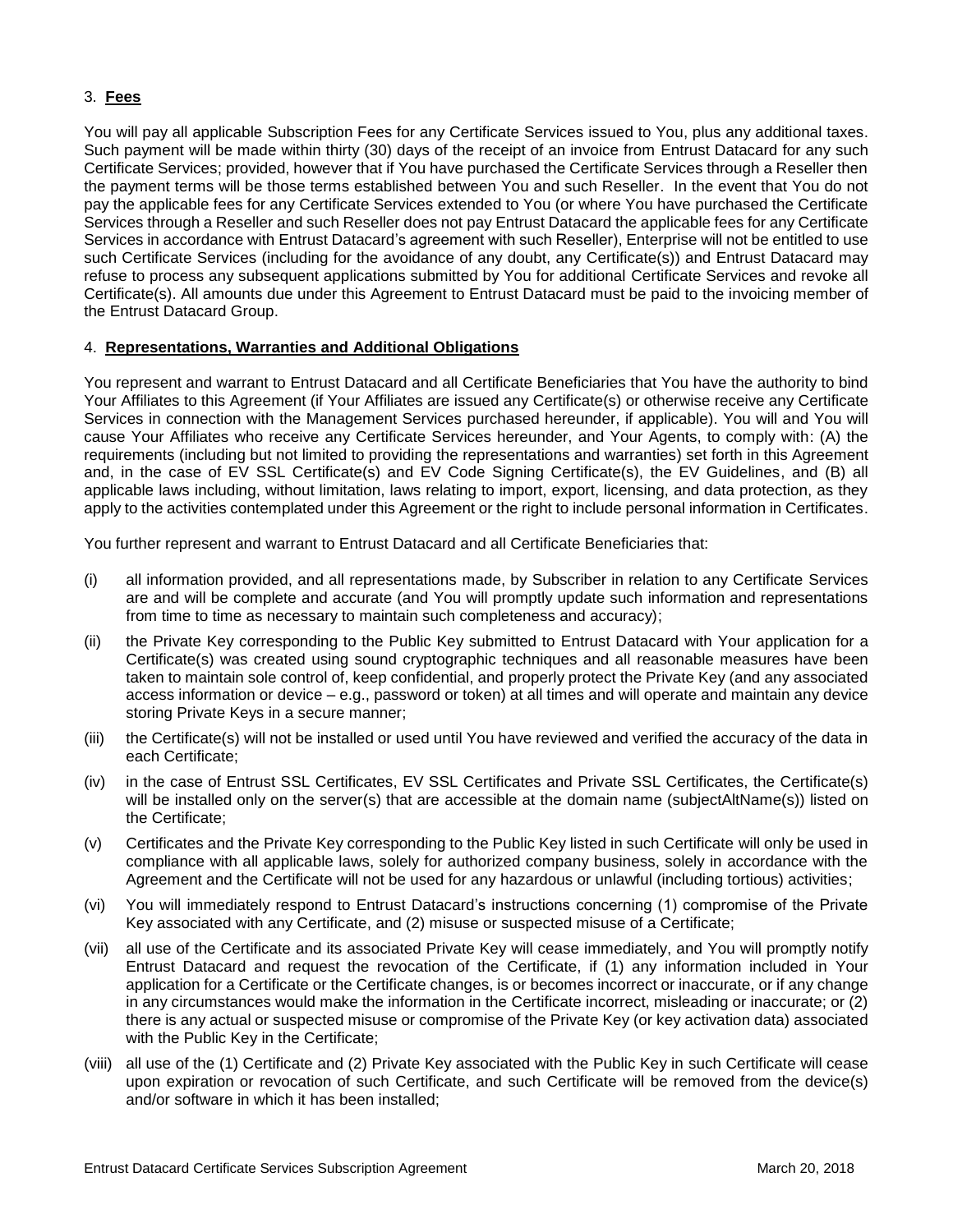## 3. **Fees**

You will pay all applicable Subscription Fees for any Certificate Services issued to You, plus any additional taxes. Such payment will be made within thirty (30) days of the receipt of an invoice from Entrust Datacard for any such Certificate Services; provided, however that if You have purchased the Certificate Services through a Reseller then the payment terms will be those terms established between You and such Reseller. In the event that You do not pay the applicable fees for any Certificate Services extended to You (or where You have purchased the Certificate Services through a Reseller and such Reseller does not pay Entrust Datacard the applicable fees for any Certificate Services in accordance with Entrust Datacard's agreement with such Reseller), Enterprise will not be entitled to use such Certificate Services (including for the avoidance of any doubt, any Certificate(s)) and Entrust Datacard may refuse to process any subsequent applications submitted by You for additional Certificate Services and revoke all Certificate(s). All amounts due under this Agreement to Entrust Datacard must be paid to the invoicing member of the Entrust Datacard Group.

## 4. **Representations, Warranties and Additional Obligations**

You represent and warrant to Entrust Datacard and all Certificate Beneficiaries that You have the authority to bind Your Affiliates to this Agreement (if Your Affiliates are issued any Certificate(s) or otherwise receive any Certificate Services in connection with the Management Services purchased hereunder, if applicable). You will and You will cause Your Affiliates who receive any Certificate Services hereunder, and Your Agents, to comply with: (A) the requirements (including but not limited to providing the representations and warranties) set forth in this Agreement and, in the case of EV SSL Certificate(s) and EV Code Signing Certificate(s), the EV Guidelines, and (B) all applicable laws including, without limitation, laws relating to import, export, licensing, and data protection, as they apply to the activities contemplated under this Agreement or the right to include personal information in Certificates.

You further represent and warrant to Entrust Datacard and all Certificate Beneficiaries that:

(i) all information provided, and all representations made, by Subscriber in relation to any Certificate Services are and will be complete and accurate (and You will promptly update such information and representations from time to time as necessary to maintain such completeness and accuracy);

(ii) the Private Key corresponding to the Public Key submitted to Entrust Datacard with Your application for a Certificate(s) was created using sound cryptographic techniques and all reasonable measures have been taken to maintain sole control of, keep confidential, and properly protect the Private Key (and any associated access information or device – e.g., password or token) at all times and will operate and maintain any device storing Private Keys in a secure manner;

(iii) the Certificate(s) will not be installed or used until You have reviewed and verified the accuracy of the data in each Certificate;

(iv) in the case of Entrust SSL Certificates, EV SSL Certificates and Private SSL Certificates, the Certificate(s) will be installed only on the server(s) that are accessible at the domain name (subjectAltName(s)) listed on the Certificate;

(v) Certificates and the Private Key corresponding to the Public Key listed in such Certificate will only be used in compliance with all applicable laws, solely for authorized company business, solely in accordance with the Agreement and the Certificate will not be used for any hazardous or unlawful (including tortious) activities;

(vi) You will immediately respond to Entrust Datacard's instructions concerning (1) compromise of the Private Key associated with any Certificate, and (2) misuse or suspected misuse of a Certificate;

(vii) all use of the Certificate and its associated Private Key will cease immediately, and You will promptly notify Entrust Datacard and request the revocation of the Certificate, if (1) any information included in Your application for a Certificate or the Certificate changes, is or becomes incorrect or inaccurate, or if any change in any circumstances would make the information in the Certificate incorrect, misleading or inaccurate; or (2) there is any actual or suspected misuse or compromise of the Private Key (or key activation data) associated with the Public Key in the Certificate;

(viii) all use of the (1) Certificate and (2) Private Key associated with the Public Key in such Certificate will cease upon expiration or revocation of such Certificate, and such Certificate will be removed from the device(s) and/or software in which it has been installed;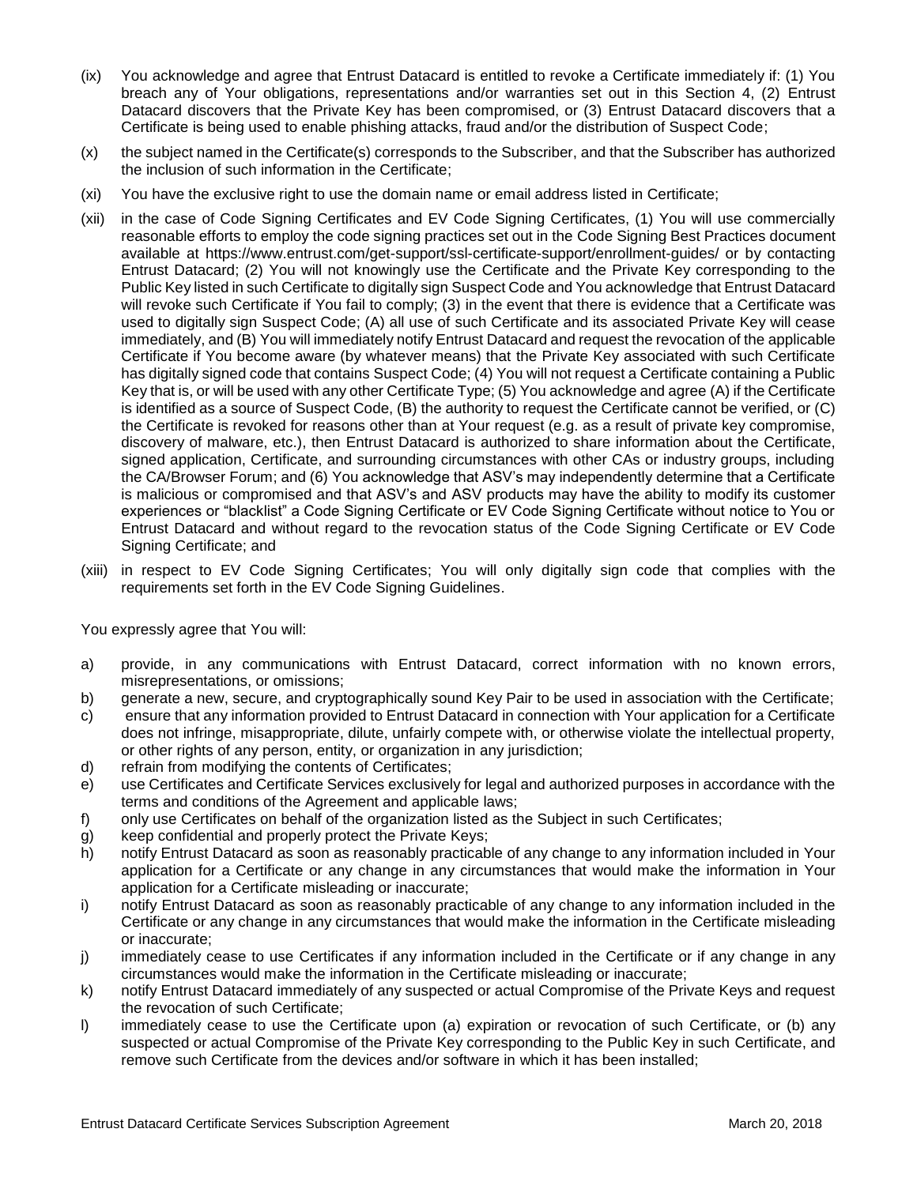(ix) You acknowledge and agree that Entrust Datacard is entitled to revoke a Certificate immediately if: (1) You breach any of Your obligations, representations and/or warranties set out in this Section 4, (2) Entrust Datacard discovers that the Private Key has been compromised, or (3) Entrust Datacard discovers that a Certificate is being used to enable phishing attacks, fraud and/or the distribution of Suspect Code;

(x) the subject named in the Certificate(s) corresponds to the Subscriber, and that the Subscriber has authorized the inclusion of such information in the Certificate;

(xi) You have the exclusive right to use the domain name or email address listed in Certificate;

(xii) in the case of Code Signing Certificates and EV Code Signing Certificates, (1) You will use commercially reasonable efforts to employ the code signing practices set out in the Code Signing Best Practices document available at https://www.entrust.com/get-support/ssl-certificate-support/enrollment-guides/ or by contacting Entrust Datacard; (2) You will not knowingly use the Certificate and the Private Key corresponding to the Public Key listed in such Certificate to digitally sign Suspect Code and You acknowledge that Entrust Datacard will revoke such Certificate if You fail to comply; (3) in the event that there is evidence that a Certificate was used to digitally sign Suspect Code; (A) all use of such Certificate and its associated Private Key will cease immediately, and (B) You will immediately notify Entrust Datacard and request the revocation of the applicable Certificate if You become aware (by whatever means) that the Private Key associated with such Certificate has digitally signed code that contains Suspect Code; (4) You will not request a Certificate containing a Public Key that is, or will be used with any other Certificate Type; (5) You acknowledge and agree (A) if the Certificate is identified as a source of Suspect Code, (B) the authority to request the Certificate cannot be verified, or (C) the Certificate is revoked for reasons other than at Your request (e.g. as a result of private key compromise, discovery of malware, etc.), then Entrust Datacard is authorized to share information about the Certificate, signed application, Certificate, and surrounding circumstances with other CAs or industry groups, including the CA/Browser Forum; and (6) You acknowledge that ASV's may independently determine that a Certificate is malicious or compromised and that ASV's and ASV products may have the ability to modify its customer experiences or "blacklist" a Code Signing Certificate or EV Code Signing Certificate without notice to You or Entrust Datacard and without regard to the revocation status of the Code Signing Certificate or EV Code Signing Certificate; and

(xiii) in respect to EV Code Signing Certificates; You will only digitally sign code that complies with the requirements set forth in the EV Code Signing Guidelines.

You expressly agree that You will:

a) provide, in any communications with Entrust Datacard, correct information with no known errors, misrepresentations, or omissions;
b) generate a new, secure, and cryptographically sound Key Pair to be used in association with the Certificate;
c) ensure that any information provided to Entrust Datacard in connection with Your application for a Certificate does not infringe, misappropriate, dilute, unfairly compete with, or otherwise violate the intellectual property, or other rights of any person, entity, or organization in any jurisdiction;
d) refrain from modifying the contents of Certificates;
e) use Certificates and Certificate Services exclusively for legal and authorized purposes in accordance with the terms and conditions of the Agreement and applicable laws;
f) only use Certificates on behalf of the organization listed as the Subject in such Certificates;
g) keep confidential and properly protect the Private Keys;
h) notify Entrust Datacard as soon as reasonably practicable of any change to any information included in Your application for a Certificate or any change in any circumstances that would make the information in Your application for a Certificate misleading or inaccurate;
i) notify Entrust Datacard as soon as reasonably practicable of any change to any information included in the Certificate or any change in any circumstances that would make the information in the Certificate misleading or inaccurate;
j) immediately cease to use Certificates if any information included in the Certificate or if any change in any circumstances would make the information in the Certificate misleading or inaccurate;
k) notify Entrust Datacard immediately of any suspected or actual Compromise of the Private Keys and request the revocation of such Certificate;
l) immediately cease to use the Certificate upon (a) expiration or revocation of such Certificate, or (b) any suspected or actual Compromise of the Private Key corresponding to the Public Key in such Certificate, and remove such Certificate from the devices and/or software in which it has been installed;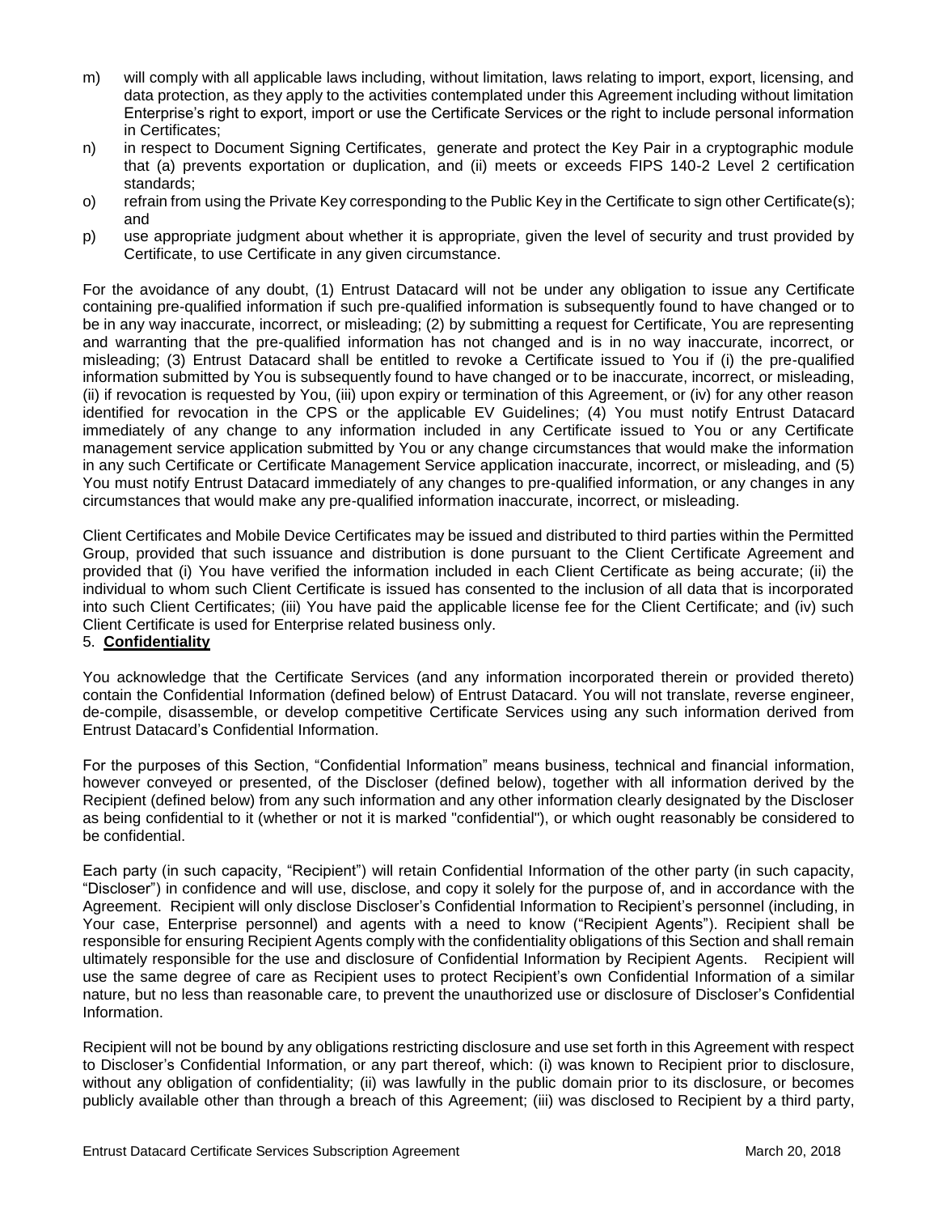m) will comply with all applicable laws including, without limitation, laws relating to import, export, licensing, and data protection, as they apply to the activities contemplated under this Agreement including without limitation Enterprise's right to export, import or use the Certificate Services or the right to include personal information in Certificates;

n) in respect to Document Signing Certificates, generate and protect the Key Pair in a cryptographic module that (a) prevents exportation or duplication, and (ii) meets or exceeds FIPS 140-2 Level 2 certification standards;

o) refrain from using the Private Key corresponding to the Public Key in the Certificate to sign other Certificate(s); and

p) use appropriate judgment about whether it is appropriate, given the level of security and trust provided by Certificate, to use Certificate in any given circumstance.

For the avoidance of any doubt, (1) Entrust Datacard will not be under any obligation to issue any Certificate containing pre-qualified information if such pre-qualified information is subsequently found to have changed or to be in any way inaccurate, incorrect, or misleading; (2) by submitting a request for Certificate, You are representing and warranting that the pre-qualified information has not changed and is in no way inaccurate, incorrect, or misleading; (3) Entrust Datacard shall be entitled to revoke a Certificate issued to You if (i) the pre-qualified information submitted by You is subsequently found to have changed or to be inaccurate, incorrect, or misleading, (ii) if revocation is requested by You, (iii) upon expiry or termination of this Agreement, or (iv) for any other reason identified for revocation in the CPS or the applicable EV Guidelines; (4) You must notify Entrust Datacard immediately of any change to any information included in any Certificate issued to You or any Certificate management service application submitted by You or any change circumstances that would make the information in any such Certificate or Certificate Management Service application inaccurate, incorrect, or misleading, and (5) You must notify Entrust Datacard immediately of any changes to pre-qualified information, or any changes in any circumstances that would make any pre-qualified information inaccurate, incorrect, or misleading.

Client Certificates and Mobile Device Certificates may be issued and distributed to third parties within the Permitted Group, provided that such issuance and distribution is done pursuant to the Client Certificate Agreement and provided that (i) You have verified the information included in each Client Certificate as being accurate; (ii) the individual to whom such Client Certificate is issued has consented to the inclusion of all data that is incorporated into such Client Certificates; (iii) You have paid the applicable license fee for the Client Certificate; and (iv) such Client Certificate is used for Enterprise related business only.

## 5. **Confidentiality**

You acknowledge that the Certificate Services (and any information incorporated therein or provided thereto) contain the Confidential Information (defined below) of Entrust Datacard. You will not translate, reverse engineer, de-compile, disassemble, or develop competitive Certificate Services using any such information derived from Entrust Datacard's Confidential Information.

For the purposes of this Section, "Confidential Information" means business, technical and financial information, however conveyed or presented, of the Discloser (defined below), together with all information derived by the Recipient (defined below) from any such information and any other information clearly designated by the Discloser as being confidential to it (whether or not it is marked "confidential"), or which ought reasonably be considered to be confidential.

Each party (in such capacity, "Recipient") will retain Confidential Information of the other party (in such capacity, "Discloser") in confidence and will use, disclose, and copy it solely for the purpose of, and in accordance with the Agreement. Recipient will only disclose Discloser's Confidential Information to Recipient's personnel (including, in Your case, Enterprise personnel) and agents with a need to know ("Recipient Agents"). Recipient shall be responsible for ensuring Recipient Agents comply with the confidentiality obligations of this Section and shall remain ultimately responsible for the use and disclosure of Confidential Information by Recipient Agents. Recipient will use the same degree of care as Recipient uses to protect Recipient's own Confidential Information of a similar nature, but no less than reasonable care, to prevent the unauthorized use or disclosure of Discloser's Confidential Information.

Recipient will not be bound by any obligations restricting disclosure and use set forth in this Agreement with respect to Discloser's Confidential Information, or any part thereof, which: (i) was known to Recipient prior to disclosure, without any obligation of confidentiality; (ii) was lawfully in the public domain prior to its disclosure, or becomes publicly available other than through a breach of this Agreement; (iii) was disclosed to Recipient by a third party,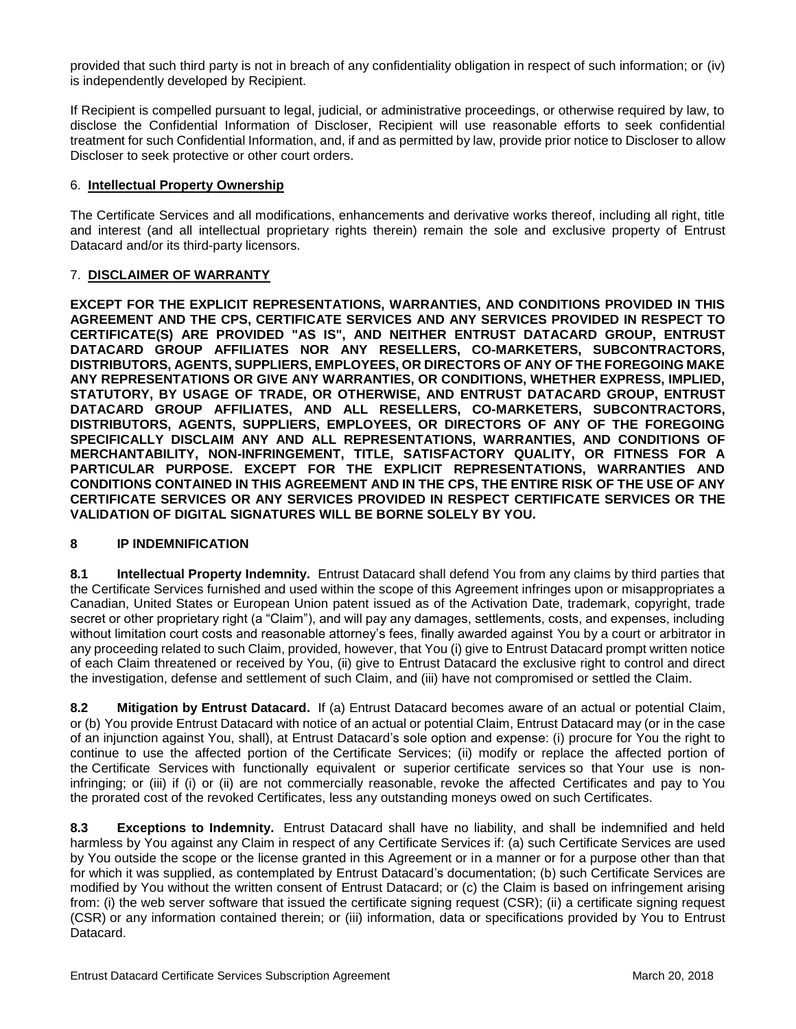provided that such third party is not in breach of any confidentiality obligation in respect of such information; or (iv) is independently developed by Recipient.

If Recipient is compelled pursuant to legal, judicial, or administrative proceedings, or otherwise required by law, to disclose the Confidential Information of Discloser, Recipient will use reasonable efforts to seek confidential treatment for such Confidential Information, and, if and as permitted by law, provide prior notice to Discloser to allow Discloser to seek protective or other court orders.

## 6. **Intellectual Property Ownership**

The Certificate Services and all modifications, enhancements and derivative works thereof, including all right, title and interest (and all intellectual proprietary rights therein) remain the sole and exclusive property of Entrust Datacard and/or its third-party licensors.

## 7. **DISCLAIMER OF WARRANTY**

**EXCEPT FOR THE EXPLICIT REPRESENTATIONS, WARRANTIES, AND CONDITIONS PROVIDED IN THIS AGREEMENT AND THE CPS, CERTIFICATE SERVICES AND ANY SERVICES PROVIDED IN RESPECT TO CERTIFICATE(S) ARE PROVIDED "AS IS", AND NEITHER ENTRUST DATACARD GROUP, ENTRUST DATACARD GROUP AFFILIATES NOR ANY RESELLERS, CO-MARKETERS, SUBCONTRACTORS, DISTRIBUTORS, AGENTS, SUPPLIERS, EMPLOYEES, OR DIRECTORS OF ANY OF THE FOREGOING MAKE ANY REPRESENTATIONS OR GIVE ANY WARRANTIES, OR CONDITIONS, WHETHER EXPRESS, IMPLIED, STATUTORY, BY USAGE OF TRADE, OR OTHERWISE, AND ENTRUST DATACARD GROUP, ENTRUST DATACARD GROUP AFFILIATES, AND ALL RESELLERS, CO-MARKETERS, SUBCONTRACTORS, DISTRIBUTORS, AGENTS, SUPPLIERS, EMPLOYEES, OR DIRECTORS OF ANY OF THE FOREGOING SPECIFICALLY DISCLAIM ANY AND ALL REPRESENTATIONS, WARRANTIES, AND CONDITIONS OF MERCHANTABILITY, NON-INFRINGEMENT, TITLE, SATISFACTORY QUALITY, OR FITNESS FOR A PARTICULAR PURPOSE. EXCEPT FOR THE EXPLICIT REPRESENTATIONS, WARRANTIES AND CONDITIONS CONTAINED IN THIS AGREEMENT AND IN THE CPS, THE ENTIRE RISK OF THE USE OF ANY CERTIFICATE SERVICES OR ANY SERVICES PROVIDED IN RESPECT CERTIFICATE SERVICES OR THE VALIDATION OF DIGITAL SIGNATURES WILL BE BORNE SOLELY BY YOU.**

## 8 IP INDEMNIFICATION

**8.1 Intellectual Property Indemnity.** Entrust Datacard shall defend You from any claims by third parties that the Certificate Services furnished and used within the scope of this Agreement infringes upon or misappropriates a Canadian, United States or European Union patent issued as of the Activation Date, trademark, copyright, trade secret or other proprietary right (a "Claim"), and will pay any damages, settlements, costs, and expenses, including without limitation court costs and reasonable attorney's fees, finally awarded against You by a court or arbitrator in any proceeding related to such Claim, provided, however, that You (i) give to Entrust Datacard prompt written notice of each Claim threatened or received by You, (ii) give to Entrust Datacard the exclusive right to control and direct the investigation, defense and settlement of such Claim, and (iii) have not compromised or settled the Claim.

**8.2 Mitigation by Entrust Datacard.** If (a) Entrust Datacard becomes aware of an actual or potential Claim, or (b) You provide Entrust Datacard with notice of an actual or potential Claim, Entrust Datacard may (or in the case of an injunction against You, shall), at Entrust Datacard's sole option and expense: (i) procure for You the right to continue to use the affected portion of the Certificate Services; (ii) modify or replace the affected portion of the Certificate Services with functionally equivalent or superior certificate services so that Your use is non-infringing; or (iii) if (i) or (ii) are not commercially reasonable, revoke the affected Certificates and pay to You the prorated cost of the revoked Certificates, less any outstanding moneys owed on such Certificates.

**8.3 Exceptions to Indemnity.** Entrust Datacard shall have no liability, and shall be indemnified and held harmless by You against any Claim in respect of any Certificate Services if: (a) such Certificate Services are used by You outside the scope or the license granted in this Agreement or in a manner or for a purpose other than that for which it was supplied, as contemplated by Entrust Datacard's documentation; (b) such Certificate Services are modified by You without the written consent of Entrust Datacard; or (c) the Claim is based on infringement arising from: (i) the web server software that issued the certificate signing request (CSR); (ii) a certificate signing request (CSR) or any information contained therein; or (iii) information, data or specifications provided by You to Entrust Datacard.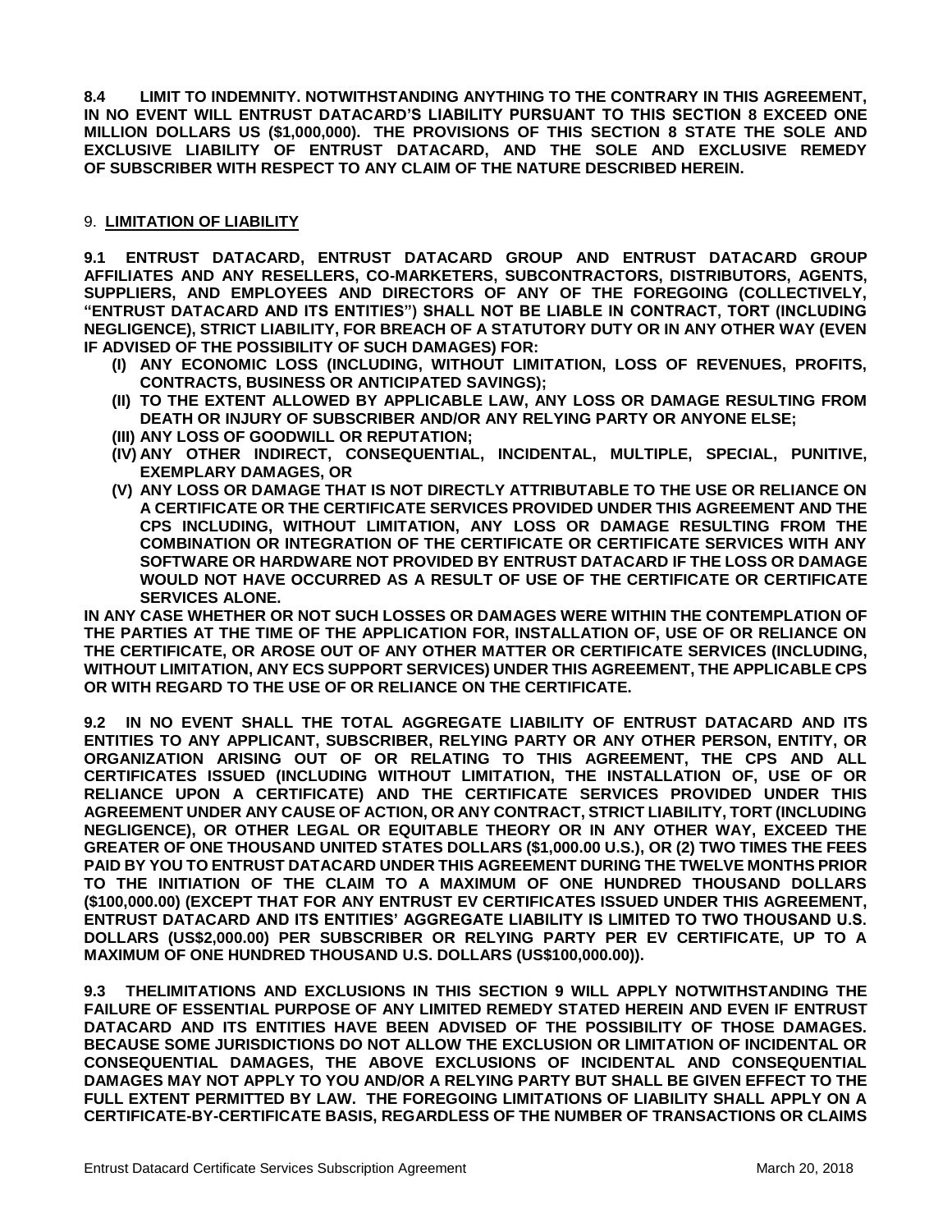**8.4 LIMIT TO INDEMNITY. NOTWITHSTANDING ANYTHING TO THE CONTRARY IN THIS AGREEMENT, IN NO EVENT WILL ENTRUST DATACARD'S LIABILITY PURSUANT TO THIS SECTION 8 EXCEED ONE MILLION DOLLARS US ($1,000,000). THE PROVISIONS OF THIS SECTION 8 STATE THE SOLE AND EXCLUSIVE LIABILITY OF ENTRUST DATACARD, AND THE SOLE AND EXCLUSIVE REMEDY OF SUBSCRIBER WITH RESPECT TO ANY CLAIM OF THE NATURE DESCRIBED HEREIN.**

## 9. LIMITATION OF LIABILITY

**9.1 ENTRUST DATACARD, ENTRUST DATACARD GROUP AND ENTRUST DATACARD GROUP AFFILIATES AND ANY RESELLERS, CO-MARKETERS, SUBCONTRACTORS, DISTRIBUTORS, AGENTS, SUPPLIERS, AND EMPLOYEES AND DIRECTORS OF ANY OF THE FOREGOING (COLLECTIVELY, "ENTRUST DATACARD AND ITS ENTITIES") SHALL NOT BE LIABLE IN CONTRACT, TORT (INCLUDING NEGLIGENCE), STRICT LIABILITY, FOR BREACH OF A STATUTORY DUTY OR IN ANY OTHER WAY (EVEN IF ADVISED OF THE POSSIBILITY OF SUCH DAMAGES) FOR:**

- **(I) ANY ECONOMIC LOSS (INCLUDING, WITHOUT LIMITATION, LOSS OF REVENUES, PROFITS, CONTRACTS, BUSINESS OR ANTICIPATED SAVINGS);**
- **(II) TO THE EXTENT ALLOWED BY APPLICABLE LAW, ANY LOSS OR DAMAGE RESULTING FROM DEATH OR INJURY OF SUBSCRIBER AND/OR ANY RELYING PARTY OR ANYONE ELSE;**
- **(III) ANY LOSS OF GOODWILL OR REPUTATION;**
- **(IV) ANY OTHER INDIRECT, CONSEQUENTIAL, INCIDENTAL, MULTIPLE, SPECIAL, PUNITIVE, EXEMPLARY DAMAGES, OR**
- **(V) ANY LOSS OR DAMAGE THAT IS NOT DIRECTLY ATTRIBUTABLE TO THE USE OR RELIANCE ON A CERTIFICATE OR THE CERTIFICATE SERVICES PROVIDED UNDER THIS AGREEMENT AND THE CPS INCLUDING, WITHOUT LIMITATION, ANY LOSS OR DAMAGE RESULTING FROM THE COMBINATION OR INTEGRATION OF THE CERTIFICATE OR CERTIFICATE SERVICES WITH ANY SOFTWARE OR HARDWARE NOT PROVIDED BY ENTRUST DATACARD IF THE LOSS OR DAMAGE WOULD NOT HAVE OCCURRED AS A RESULT OF USE OF THE CERTIFICATE OR CERTIFICATE SERVICES ALONE.**

**IN ANY CASE WHETHER OR NOT SUCH LOSSES OR DAMAGES WERE WITHIN THE CONTEMPLATION OF THE PARTIES AT THE TIME OF THE APPLICATION FOR, INSTALLATION OF, USE OF OR RELIANCE ON THE CERTIFICATE, OR AROSE OUT OF ANY OTHER MATTER OR CERTIFICATE SERVICES (INCLUDING, WITHOUT LIMITATION, ANY ECS SUPPORT SERVICES) UNDER THIS AGREEMENT, THE APPLICABLE CPS OR WITH REGARD TO THE USE OF OR RELIANCE ON THE CERTIFICATE.**

**9.2 IN NO EVENT SHALL THE TOTAL AGGREGATE LIABILITY OF ENTRUST DATACARD AND ITS ENTITIES TO ANY APPLICANT, SUBSCRIBER, RELYING PARTY OR ANY OTHER PERSON, ENTITY, OR ORGANIZATION ARISING OUT OF OR RELATING TO THIS AGREEMENT, THE CPS AND ALL CERTIFICATES ISSUED (INCLUDING WITHOUT LIMITATION, THE INSTALLATION OF, USE OF OR RELIANCE UPON A CERTIFICATE) AND THE CERTIFICATE SERVICES PROVIDED UNDER THIS AGREEMENT UNDER ANY CAUSE OF ACTION, OR ANY CONTRACT, STRICT LIABILITY, TORT (INCLUDING NEGLIGENCE), OR OTHER LEGAL OR EQUITABLE THEORY OR IN ANY OTHER WAY, EXCEED THE GREATER OF ONE THOUSAND UNITED STATES DOLLARS ($1,000.00 U.S.), OR (2) TWO TIMES THE FEES PAID BY YOU TO ENTRUST DATACARD UNDER THIS AGREEMENT DURING THE TWELVE MONTHS PRIOR TO THE INITIATION OF THE CLAIM TO A MAXIMUM OF ONE HUNDRED THOUSAND DOLLARS ($100,000.00) (EXCEPT THAT FOR ANY ENTRUST EV CERTIFICATES ISSUED UNDER THIS AGREEMENT, ENTRUST DATACARD AND ITS ENTITIES' AGGREGATE LIABILITY IS LIMITED TO TWO THOUSAND U.S. DOLLARS (US$2,000.00) PER SUBSCRIBER OR RELYING PARTY PER EV CERTIFICATE, UP TO A MAXIMUM OF ONE HUNDRED THOUSAND U.S. DOLLARS (US$100,000.00)).**

**9.3 THELIMITATIONS AND EXCLUSIONS IN THIS SECTION 9 WILL APPLY NOTWITHSTANDING THE FAILURE OF ESSENTIAL PURPOSE OF ANY LIMITED REMEDY STATED HEREIN AND EVEN IF ENTRUST DATACARD AND ITS ENTITIES HAVE BEEN ADVISED OF THE POSSIBILITY OF THOSE DAMAGES. BECAUSE SOME JURISDICTIONS DO NOT ALLOW THE EXCLUSION OR LIMITATION OF INCIDENTAL OR CONSEQUENTIAL DAMAGES, THE ABOVE EXCLUSIONS OF INCIDENTAL AND CONSEQUENTIAL DAMAGES MAY NOT APPLY TO YOU AND/OR A RELYING PARTY BUT SHALL BE GIVEN EFFECT TO THE FULL EXTENT PERMITTED BY LAW. THE FOREGOING LIMITATIONS OF LIABILITY SHALL APPLY ON A CERTIFICATE-BY-CERTIFICATE BASIS, REGARDLESS OF THE NUMBER OF TRANSACTIONS OR CLAIMS**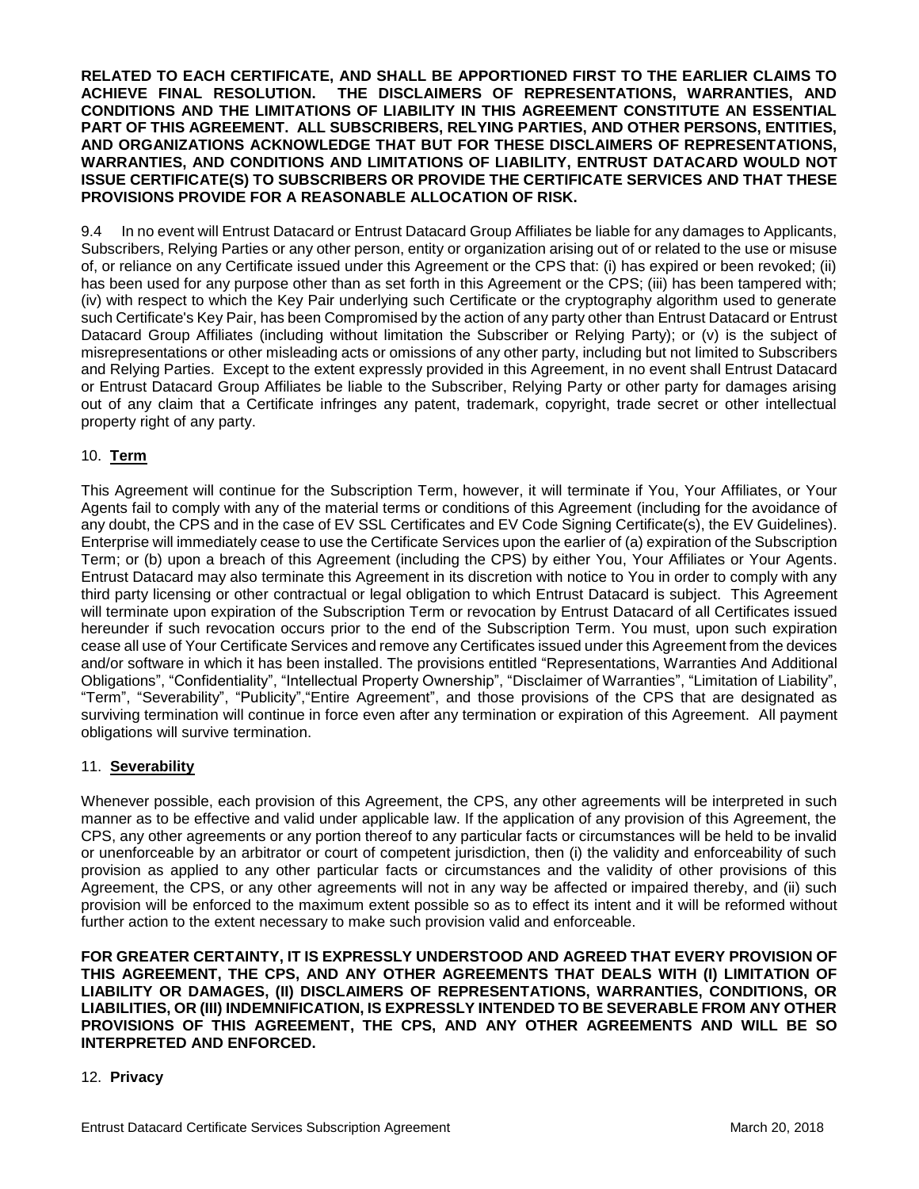**RELATED TO EACH CERTIFICATE, AND SHALL BE APPORTIONED FIRST TO THE EARLIER CLAIMS TO ACHIEVE FINAL RESOLUTION. THE DISCLAIMERS OF REPRESENTATIONS, WARRANTIES, AND CONDITIONS AND THE LIMITATIONS OF LIABILITY IN THIS AGREEMENT CONSTITUTE AN ESSENTIAL PART OF THIS AGREEMENT. ALL SUBSCRIBERS, RELYING PARTIES, AND OTHER PERSONS, ENTITIES, AND ORGANIZATIONS ACKNOWLEDGE THAT BUT FOR THESE DISCLAIMERS OF REPRESENTATIONS, WARRANTIES, AND CONDITIONS AND LIMITATIONS OF LIABILITY, ENTRUST DATACARD WOULD NOT ISSUE CERTIFICATE(S) TO SUBSCRIBERS OR PROVIDE THE CERTIFICATE SERVICES AND THAT THESE PROVISIONS PROVIDE FOR A REASONABLE ALLOCATION OF RISK.**

9.4 In no event will Entrust Datacard or Entrust Datacard Group Affiliates be liable for any damages to Applicants, Subscribers, Relying Parties or any other person, entity or organization arising out of or related to the use or misuse of, or reliance on any Certificate issued under this Agreement or the CPS that: (i) has expired or been revoked; (ii) has been used for any purpose other than as set forth in this Agreement or the CPS; (iii) has been tampered with; (iv) with respect to which the Key Pair underlying such Certificate or the cryptography algorithm used to generate such Certificate's Key Pair, has been Compromised by the action of any party other than Entrust Datacard or Entrust Datacard Group Affiliates (including without limitation the Subscriber or Relying Party); or (v) is the subject of misrepresentations or other misleading acts or omissions of any other party, including but not limited to Subscribers and Relying Parties. Except to the extent expressly provided in this Agreement, in no event shall Entrust Datacard or Entrust Datacard Group Affiliates be liable to the Subscriber, Relying Party or other party for damages arising out of any claim that a Certificate infringes any patent, trademark, copyright, trade secret or other intellectual property right of any party.

## 10. **Term**

This Agreement will continue for the Subscription Term, however, it will terminate if You, Your Affiliates, or Your Agents fail to comply with any of the material terms or conditions of this Agreement (including for the avoidance of any doubt, the CPS and in the case of EV SSL Certificates and EV Code Signing Certificate(s), the EV Guidelines). Enterprise will immediately cease to use the Certificate Services upon the earlier of (a) expiration of the Subscription Term; or (b) upon a breach of this Agreement (including the CPS) by either You, Your Affiliates or Your Agents. Entrust Datacard may also terminate this Agreement in its discretion with notice to You in order to comply with any third party licensing or other contractual or legal obligation to which Entrust Datacard is subject. This Agreement will terminate upon expiration of the Subscription Term or revocation by Entrust Datacard of all Certificates issued hereunder if such revocation occurs prior to the end of the Subscription Term. You must, upon such expiration cease all use of Your Certificate Services and remove any Certificates issued under this Agreement from the devices and/or software in which it has been installed. The provisions entitled "Representations, Warranties And Additional Obligations", "Confidentiality", "Intellectual Property Ownership", "Disclaimer of Warranties", "Limitation of Liability", "Term", "Severability", "Publicity","Entire Agreement", and those provisions of the CPS that are designated as surviving termination will continue in force even after any termination or expiration of this Agreement. All payment obligations will survive termination.

## 11. **Severability**

Whenever possible, each provision of this Agreement, the CPS, any other agreements will be interpreted in such manner as to be effective and valid under applicable law. If the application of any provision of this Agreement, the CPS, any other agreements or any portion thereof to any particular facts or circumstances will be held to be invalid or unenforceable by an arbitrator or court of competent jurisdiction, then (i) the validity and enforceability of such provision as applied to any other particular facts or circumstances and the validity of other provisions of this Agreement, the CPS, or any other agreements will not in any way be affected or impaired thereby, and (ii) such provision will be enforced to the maximum extent possible so as to effect its intent and it will be reformed without further action to the extent necessary to make such provision valid and enforceable.

**FOR GREATER CERTAINTY, IT IS EXPRESSLY UNDERSTOOD AND AGREED THAT EVERY PROVISION OF THIS AGREEMENT, THE CPS, AND ANY OTHER AGREEMENTS THAT DEALS WITH (I) LIMITATION OF LIABILITY OR DAMAGES, (II) DISCLAIMERS OF REPRESENTATIONS, WARRANTIES, CONDITIONS, OR LIABILITIES, OR (III) INDEMNIFICATION, IS EXPRESSLY INTENDED TO BE SEVERABLE FROM ANY OTHER PROVISIONS OF THIS AGREEMENT, THE CPS, AND ANY OTHER AGREEMENTS AND WILL BE SO INTERPRETED AND ENFORCED.**

## 12. **Privacy**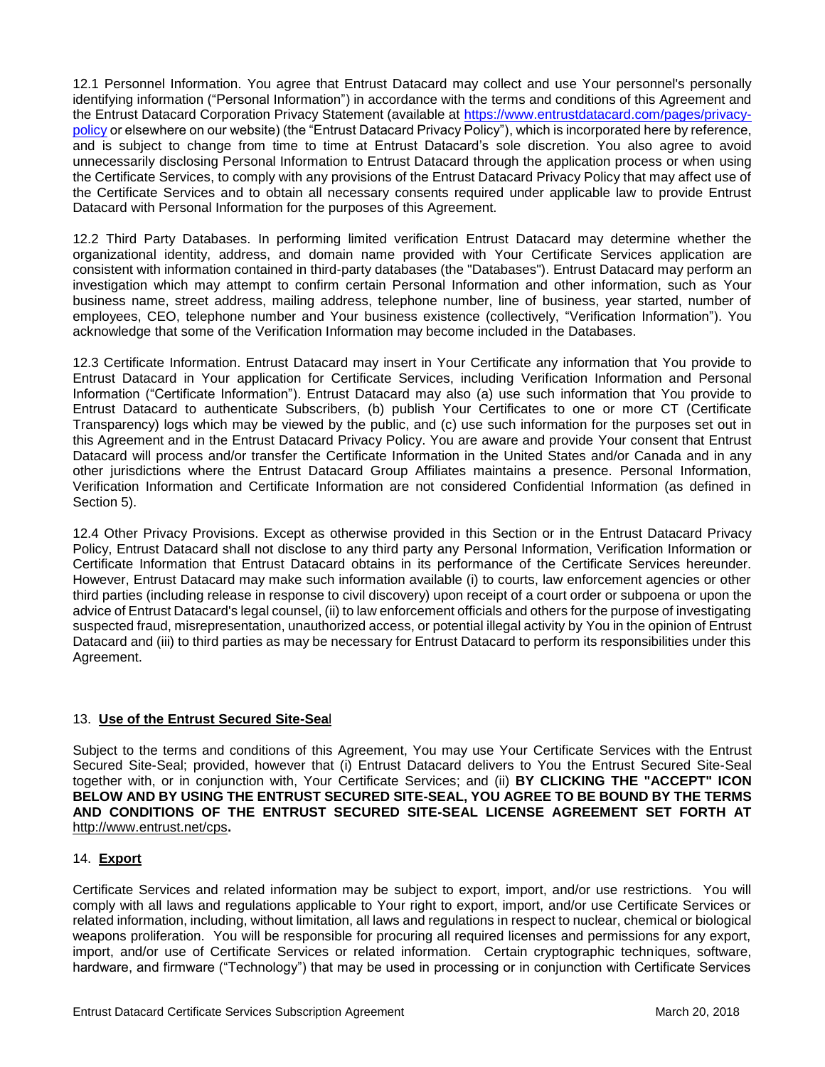12.1 Personnel Information. You agree that Entrust Datacard may collect and use Your personnel's personally identifying information ("Personal Information") in accordance with the terms and conditions of this Agreement and the Entrust Datacard Corporation Privacy Statement (available at [https://www.entrustdatacard.com/pages/privacy-policy](https://www.entrustdatacard.com/pages/privacy-policy) or elsewhere on our website) (the "Entrust Datacard Privacy Policy"), which is incorporated here by reference, and is subject to change from time to time at Entrust Datacard's sole discretion. You also agree to avoid unnecessarily disclosing Personal Information to Entrust Datacard through the application process or when using the Certificate Services, to comply with any provisions of the Entrust Datacard Privacy Policy that may affect use of the Certificate Services and to obtain all necessary consents required under applicable law to provide Entrust Datacard with Personal Information for the purposes of this Agreement.

12.2 Third Party Databases. In performing limited verification Entrust Datacard may determine whether the organizational identity, address, and domain name provided with Your Certificate Services application are consistent with information contained in third-party databases (the "Databases"). Entrust Datacard may perform an investigation which may attempt to confirm certain Personal Information and other information, such as Your business name, street address, mailing address, telephone number, line of business, year started, number of employees, CEO, telephone number and Your business existence (collectively, "Verification Information"). You acknowledge that some of the Verification Information may become included in the Databases.

12.3 Certificate Information. Entrust Datacard may insert in Your Certificate any information that You provide to Entrust Datacard in Your application for Certificate Services, including Verification Information and Personal Information ("Certificate Information"). Entrust Datacard may also (a) use such information that You provide to Entrust Datacard to authenticate Subscribers, (b) publish Your Certificates to one or more CT (Certificate Transparency) logs which may be viewed by the public, and (c) use such information for the purposes set out in this Agreement and in the Entrust Datacard Privacy Policy. You are aware and provide Your consent that Entrust Datacard will process and/or transfer the Certificate Information in the United States and/or Canada and in any other jurisdictions where the Entrust Datacard Group Affiliates maintains a presence. Personal Information, Verification Information and Certificate Information are not considered Confidential Information (as defined in Section 5).

12.4 Other Privacy Provisions. Except as otherwise provided in this Section or in the Entrust Datacard Privacy Policy, Entrust Datacard shall not disclose to any third party any Personal Information, Verification Information or Certificate Information that Entrust Datacard obtains in its performance of the Certificate Services hereunder. However, Entrust Datacard may make such information available (i) to courts, law enforcement agencies or other third parties (including release in response to civil discovery) upon receipt of a court order or subpoena or upon the advice of Entrust Datacard's legal counsel, (ii) to law enforcement officials and others for the purpose of investigating suspected fraud, misrepresentation, unauthorized access, or potential illegal activity by You in the opinion of Entrust Datacard and (iii) to third parties as may be necessary for Entrust Datacard to perform its responsibilities under this Agreement.

## 13. **Use of the Entrust Secured Site-Seal**

Subject to the terms and conditions of this Agreement, You may use Your Certificate Services with the Entrust Secured Site-Seal; provided, however that (i) Entrust Datacard delivers to You the Entrust Secured Site-Seal together with, or in conjunction with, Your Certificate Services; and (ii) **BY CLICKING THE "ACCEPT" ICON BELOW AND BY USING THE ENTRUST SECURED SITE-SEAL, YOU AGREE TO BE BOUND BY THE TERMS AND CONDITIONS OF THE ENTRUST SECURED SITE-SEAL LICENSE AGREEMENT SET FORTH AT** [http://www.entrust.net/cps](http://www.entrust.net/cps)**.**

## 14. **Export**

Certificate Services and related information may be subject to export, import, and/or use restrictions. You will comply with all laws and regulations applicable to Your right to export, import, and/or use Certificate Services or related information, including, without limitation, all laws and regulations in respect to nuclear, chemical or biological weapons proliferation. You will be responsible for procuring all required licenses and permissions for any export, import, and/or use of Certificate Services or related information. Certain cryptographic techniques, software, hardware, and firmware ("Technology") that may be used in processing or in conjunction with Certificate Services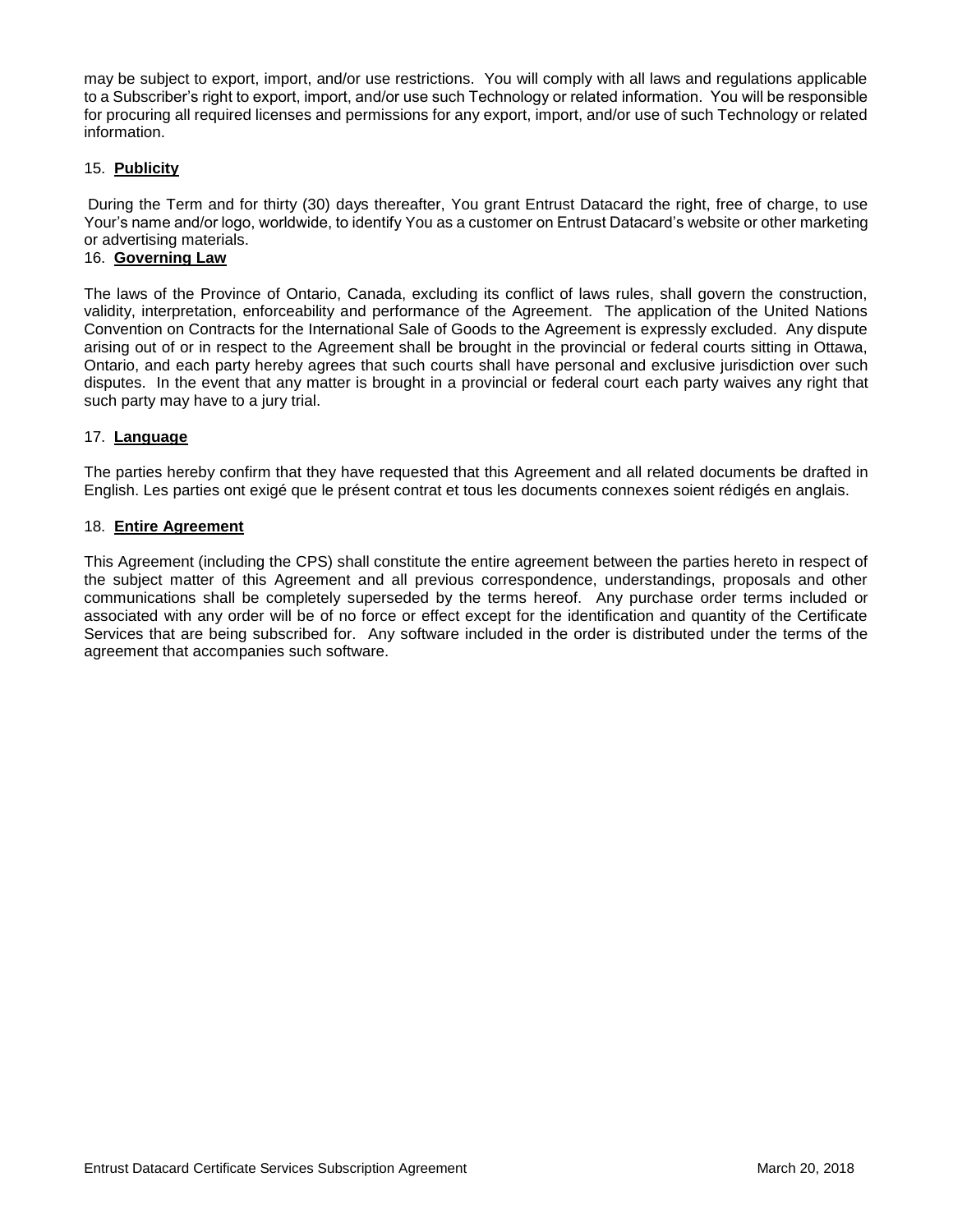may be subject to export, import, and/or use restrictions. You will comply with all laws and regulations applicable to a Subscriber's right to export, import, and/or use such Technology or related information. You will be responsible for procuring all required licenses and permissions for any export, import, and/or use of such Technology or related information.

15. **Publicity**

During the Term and for thirty (30) days thereafter, You grant Entrust Datacard the right, free of charge, to use Your's name and/or logo, worldwide, to identify You as a customer on Entrust Datacard's website or other marketing or advertising materials.

16. **Governing Law**

The laws of the Province of Ontario, Canada, excluding its conflict of laws rules, shall govern the construction, validity, interpretation, enforceability and performance of the Agreement. The application of the United Nations Convention on Contracts for the International Sale of Goods to the Agreement is expressly excluded. Any dispute arising out of or in respect to the Agreement shall be brought in the provincial or federal courts sitting in Ottawa, Ontario, and each party hereby agrees that such courts shall have personal and exclusive jurisdiction over such disputes. In the event that any matter is brought in a provincial or federal court each party waives any right that such party may have to a jury trial.

17. **Language**

The parties hereby confirm that they have requested that this Agreement and all related documents be drafted in English. Les parties ont exigé que le présent contrat et tous les documents connexes soient rédigés en anglais.

18. **Entire Agreement**

This Agreement (including the CPS) shall constitute the entire agreement between the parties hereto in respect of the subject matter of this Agreement and all previous correspondence, understandings, proposals and other communications shall be completely superseded by the terms hereof. Any purchase order terms included or associated with any order will be of no force or effect except for the identification and quantity of the Certificate Services that are being subscribed for. Any software included in the order is distributed under the terms of the agreement that accompanies such software.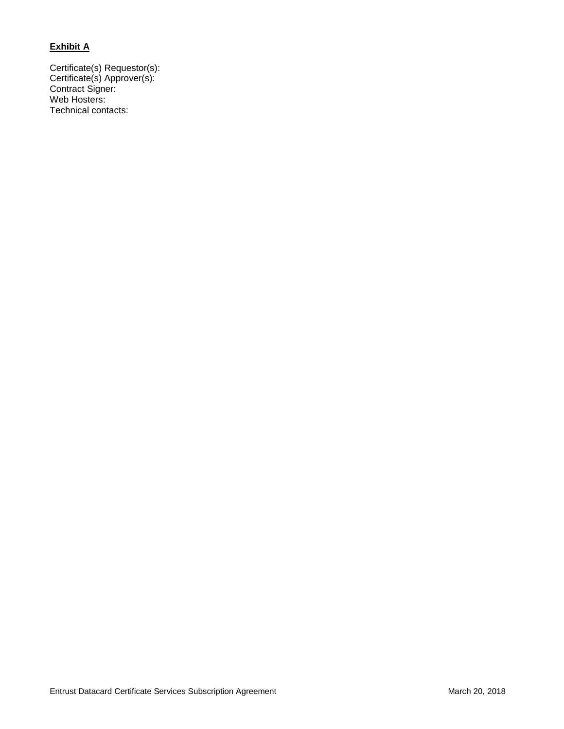**Exhibit A**

Certificate(s) Requestor(s):
Certificate(s) Approver(s):
Contract Signer:
Web Hosters:
Technical contacts: